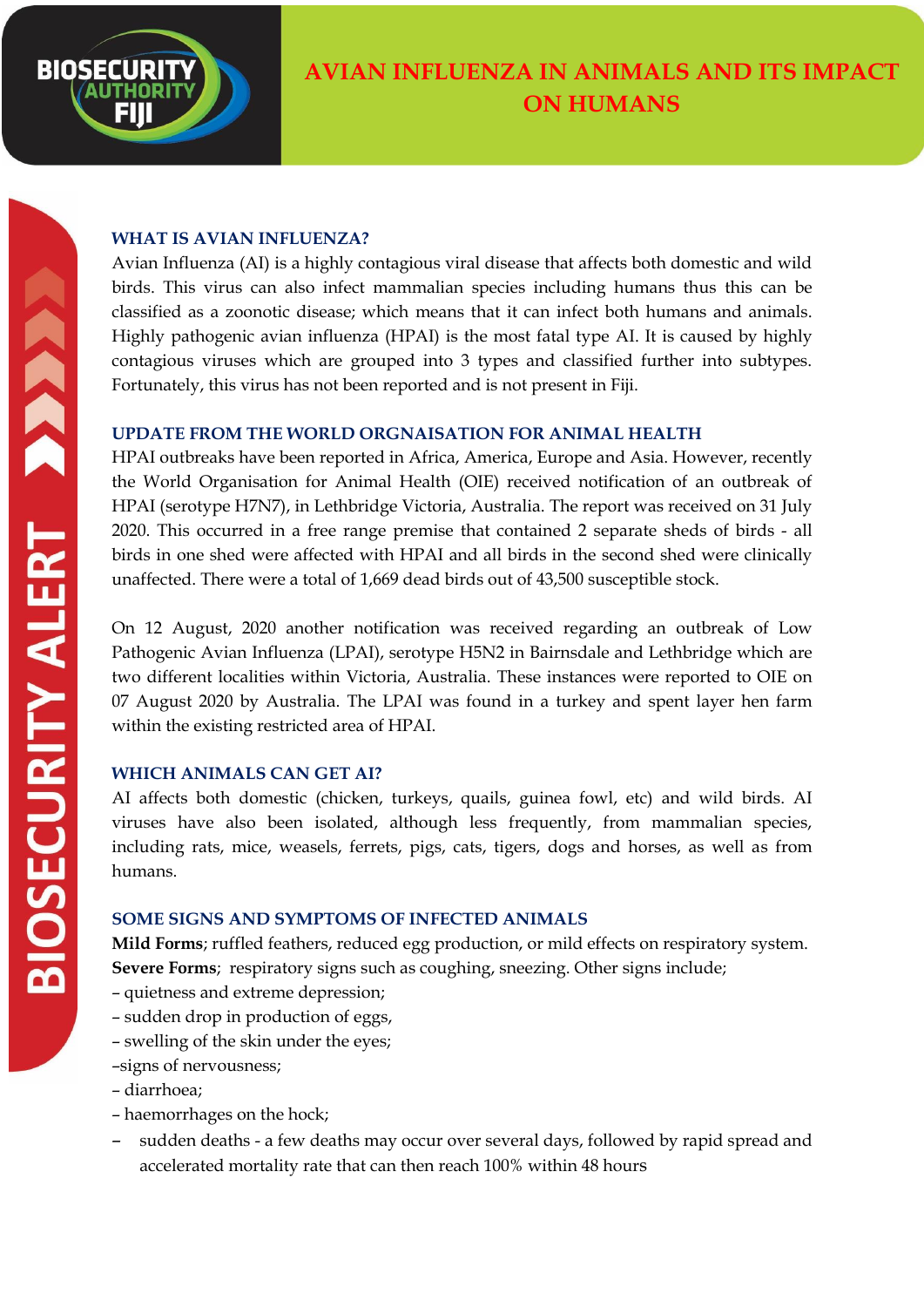# AVIAN INFLUENZA IN ANIMALS AND ITS IMPACT ON HUMANS

BIOSECURITY AUTHORITY FIJI

BIOSECURITY ALERT

## WHAT IS AVIAN INFLUENZA?

Avian Influenza (AI) is a highly contagious viral disease that affects both domestic and wild birds. This virus can also infect mammalian species including humans thus this can be classified as a zoonotic disease; which means that it can infect both humans and animals. Highly pathogenic avian influenza (HPAI) is the most fatal type AI. It is caused by highly contagious viruses which are grouped into 3 types and classified further into subtypes. Fortunately, this virus has not been reported and is not present in Fiji.

## UPDATE FROM THE WORLD ORGNAISATION FOR ANIMAL HEALTH

HPAI outbreaks have been reported in Africa, America, Europe and Asia. However, recently the World Organisation for Animal Health (OIE) received notification of an outbreak of HPAI (serotype H7N7), in Lethbridge Victoria, Australia. The report was received on 31 July 2020. This occurred in a free range premise that contained 2 separate sheds of birds - all birds in one shed were affected with HPAI and all birds in the second shed were clinically unaffected. There were a total of 1,669 dead birds out of 43,500 susceptible stock.

On 12 August, 2020 another notification was received regarding an outbreak of Low Pathogenic Avian Influenza (LPAI), serotype H5N2 in Bairnsdale and Lethbridge which are two different localities within Victoria, Australia. These instances were reported to OIE on 07 August 2020 by Australia. The LPAI was found in a turkey and spent layer hen farm within the existing restricted area of HPAI.

## WHICH ANIMALS CAN GET AI?

AI affects both domestic (chicken, turkeys, quails, guinea fowl, etc) and wild birds. AI viruses have also been isolated, although less frequently, from mammalian species, including rats, mice, weasels, ferrets, pigs, cats, tigers, dogs and horses, as well as from humans.

## SOME SIGNS AND SYMPTOMS OF INFECTED ANIMALS

**Mild Forms**; ruffled feathers, reduced egg production, or mild effects on respiratory system.
**Severe Forms**; respiratory signs such as coughing, sneezing. Other signs include;

- quietness and extreme depression;
- sudden drop in production of eggs,
- swelling of the skin under the eyes;
- signs of nervousness;
- diarrhoea;
- haemorrhages on the hock;
- sudden deaths - a few deaths may occur over several days, followed by rapid spread and accelerated mortality rate that can then reach 100% within 48 hours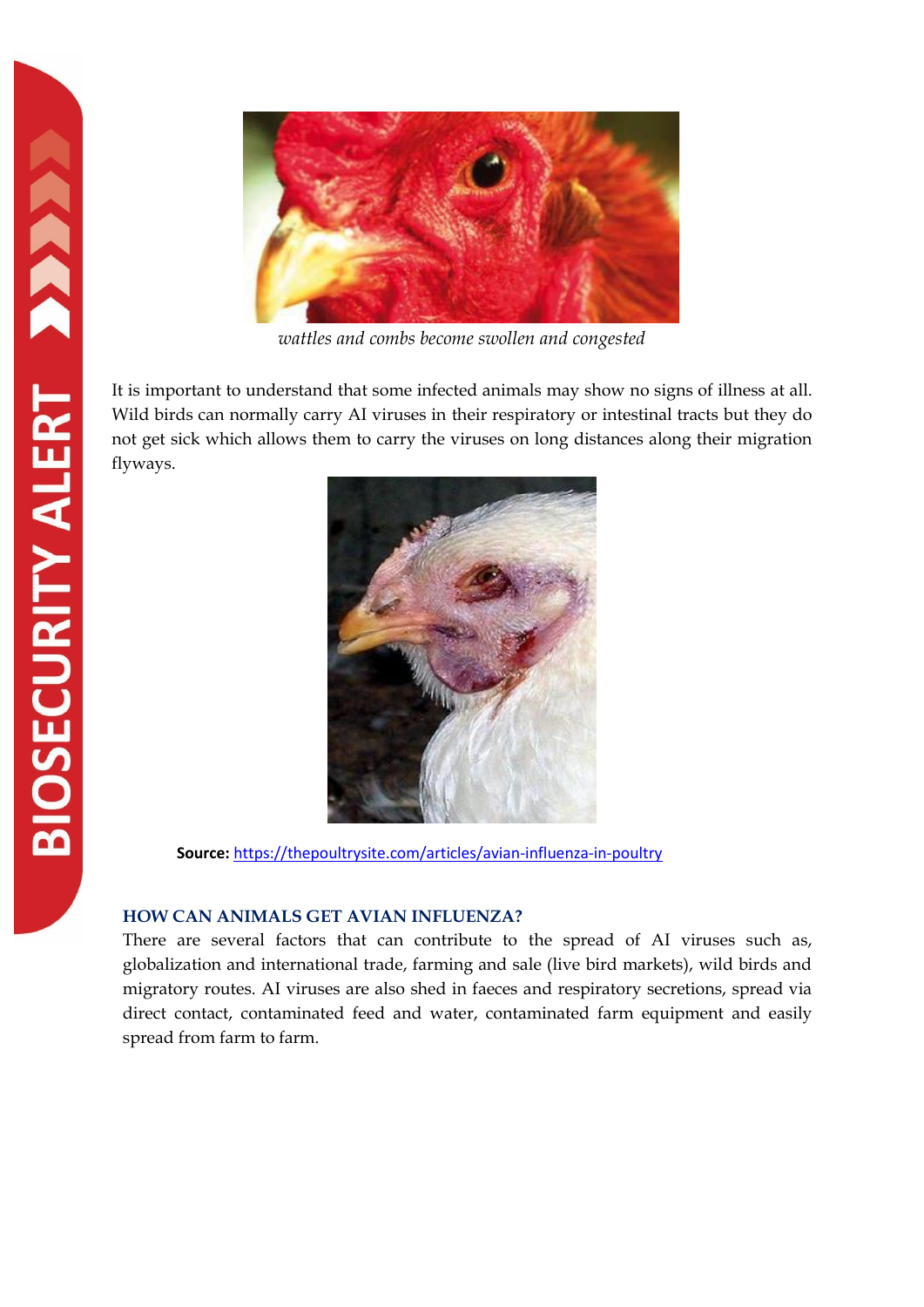*wattles and combs become swollen and congested*

It is important to understand that some infected animals may show no signs of illness at all. Wild birds can normally carry AI viruses in their respiratory or intestinal tracts but they do not get sick which allows them to carry the viruses on long distances along their migration flyways.

**Source:** https://thepoultrysite.com/articles/avian-influenza-in-poultry

## HOW CAN ANIMALS GET AVIAN INFLUENZA?

There are several factors that can contribute to the spread of AI viruses such as, globalization and international trade, farming and sale (live bird markets), wild birds and migratory routes. AI viruses are also shed in faeces and respiratory secretions, spread via direct contact, contaminated feed and water, contaminated farm equipment and easily spread from farm to farm.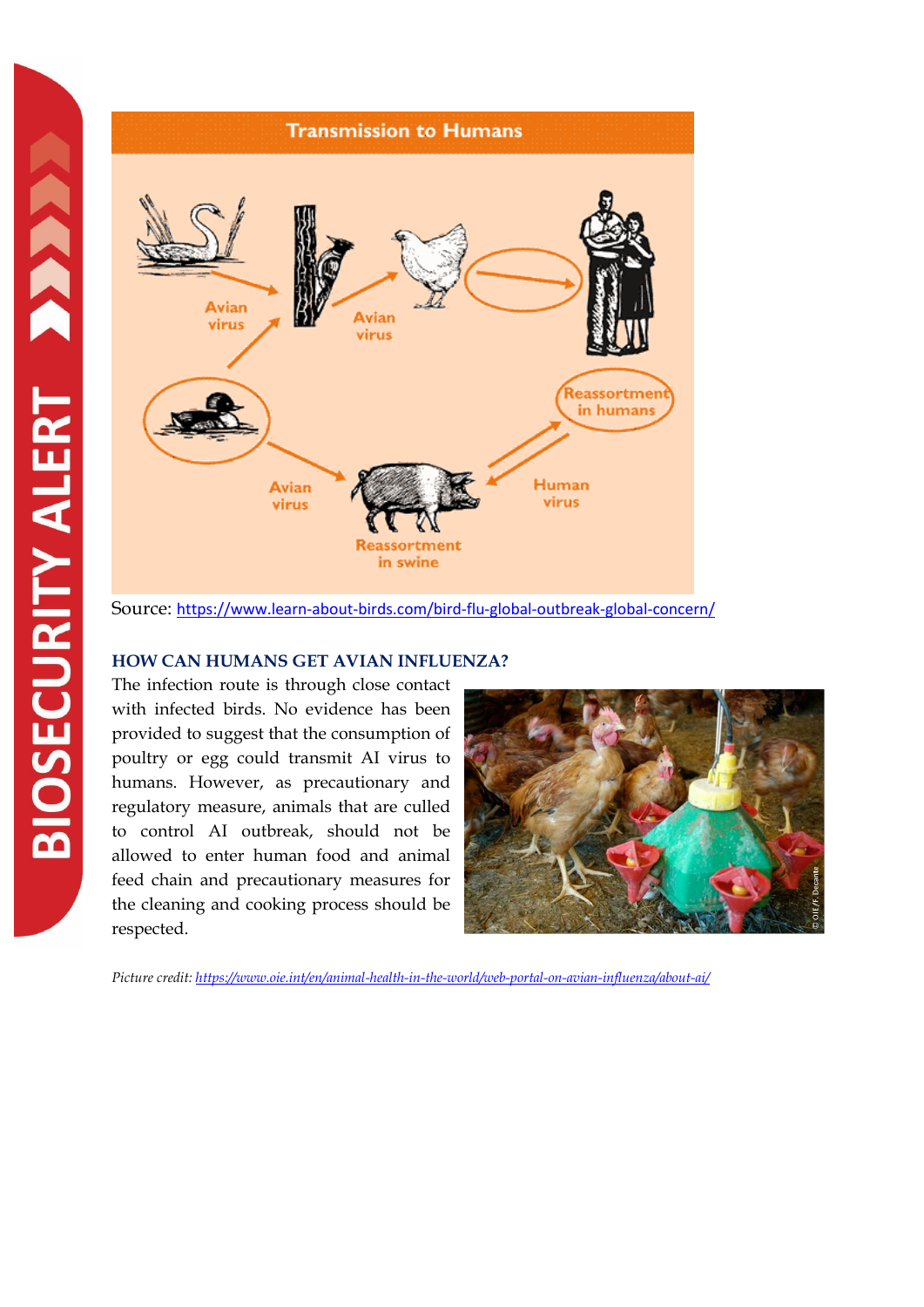Source: https://www.learn-about-birds.com/bird-flu-global-outbreak-global-concern/

### HOW CAN HUMANS GET AVIAN INFLUENZA?

The infection route is through close contact with infected birds. No evidence has been provided to suggest that the consumption of poultry or egg could transmit AI virus to humans. However, as precautionary and regulatory measure, animals that are culled to control AI outbreak, should not be allowed to enter human food and animal feed chain and precautionary measures for the cleaning and cooking process should be respected.

*Picture credit: https://www.oie.int/en/animal-health-in-the-world/web-portal-on-avian-influenza/about-ai/*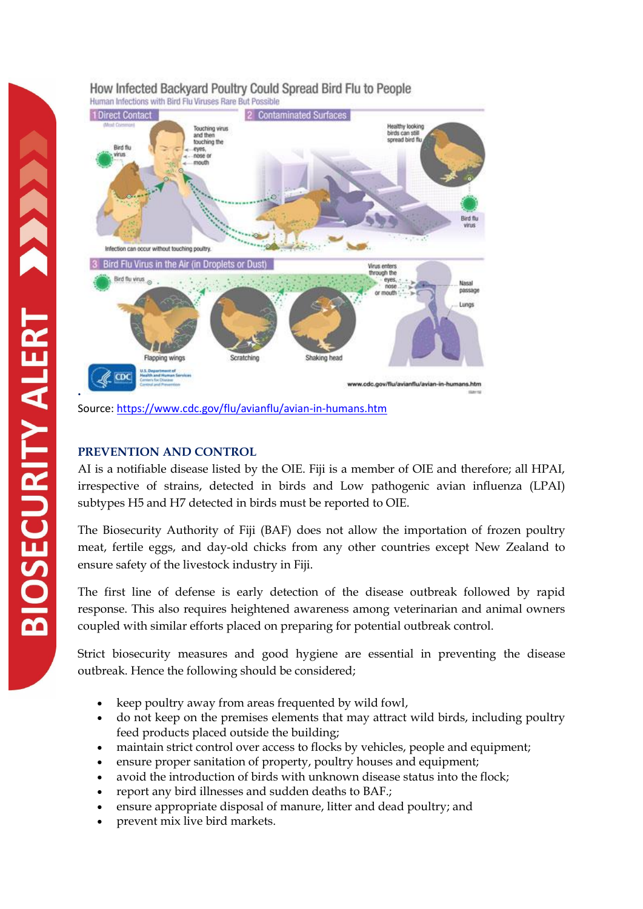Source: https://www.cdc.gov/flu/avianflu/avian-in-humans.htm

## PREVENTION AND CONTROL

AI is a notifiable disease listed by the OIE. Fiji is a member of OIE and therefore; all HPAI, irrespective of strains, detected in birds and Low pathogenic avian influenza (LPAI) subtypes H5 and H7 detected in birds must be reported to OIE.

The Biosecurity Authority of Fiji (BAF) does not allow the importation of frozen poultry meat, fertile eggs, and day-old chicks from any other countries except New Zealand to ensure safety of the livestock industry in Fiji.

The first line of defense is early detection of the disease outbreak followed by rapid response. This also requires heightened awareness among veterinarian and animal owners coupled with similar efforts placed on preparing for potential outbreak control.

Strict biosecurity measures and good hygiene are essential in preventing the disease outbreak. Hence the following should be considered;

- keep poultry away from areas frequented by wild fowl,
- do not keep on the premises elements that may attract wild birds, including poultry feed products placed outside the building;
- maintain strict control over access to flocks by vehicles, people and equipment;
- ensure proper sanitation of property, poultry houses and equipment;
- avoid the introduction of birds with unknown disease status into the flock;
- report any bird illnesses and sudden deaths to BAF.;
- ensure appropriate disposal of manure, litter and dead poultry; and
- prevent mix live bird markets.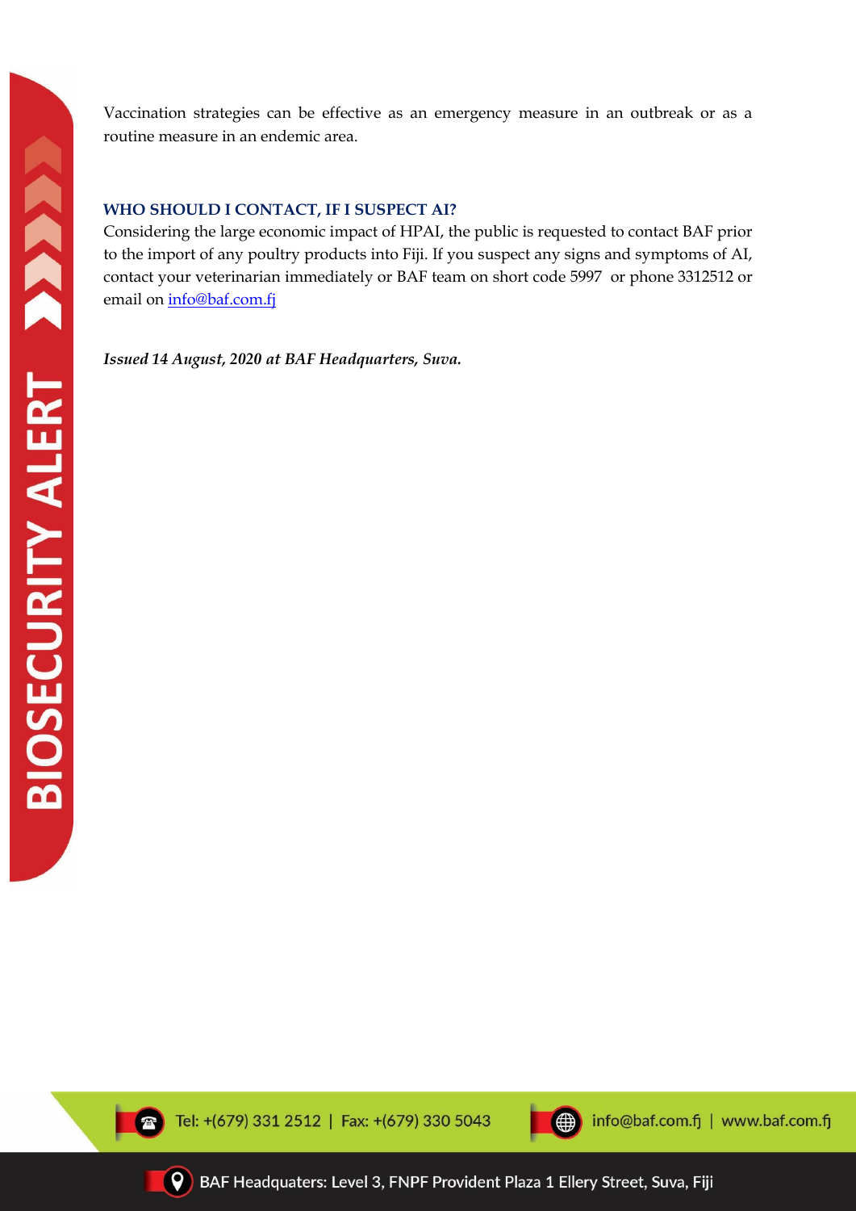Vaccination strategies can be effective as an emergency measure in an outbreak or as a routine measure in an endemic area.

## WHO SHOULD I CONTACT, IF I SUSPECT AI?

Considering the large economic impact of HPAI, the public is requested to contact BAF prior to the import of any poultry products into Fiji. If you suspect any signs and symptoms of AI, contact your veterinarian immediately or BAF team on short code 5997 or phone 3312512 or email on info@baf.com.fj

***Issued 14 August, 2020 at BAF Headquarters, Suva.***